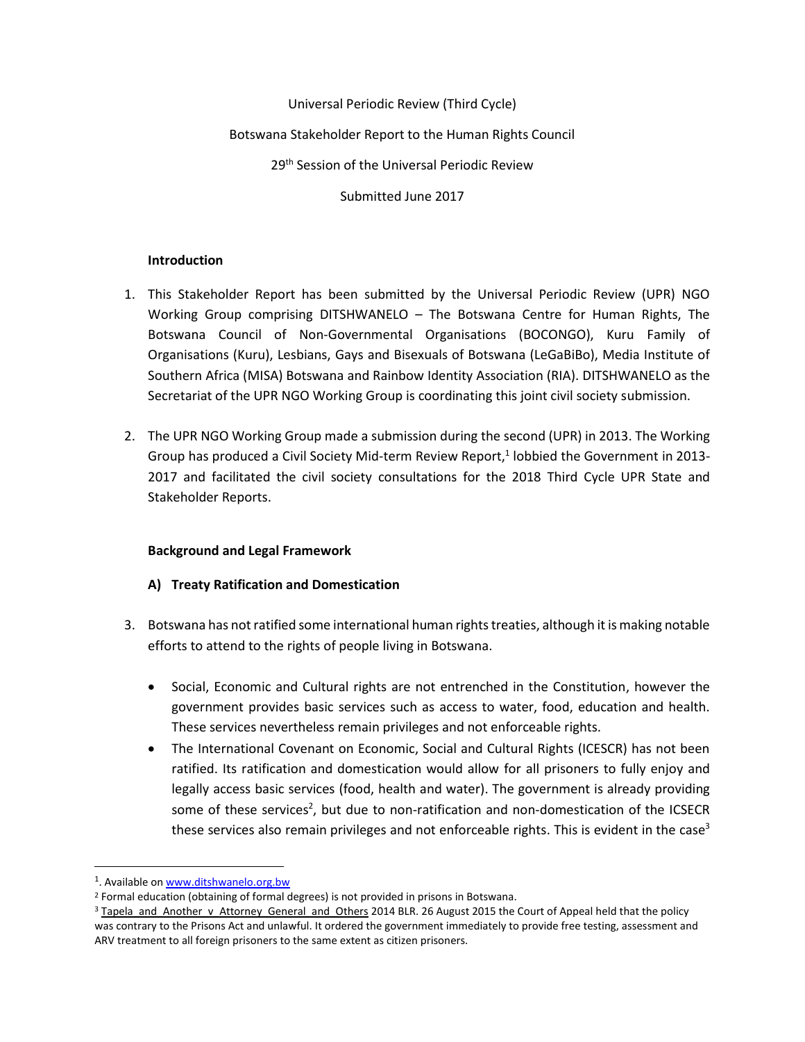Universal Periodic Review (Third Cycle)

Botswana Stakeholder Report to the Human Rights Council

29th Session of the Universal Periodic Review

Submitted June 2017

**Introduction**

1. This Stakeholder Report has been submitted by the Universal Periodic Review (UPR) NGO Working Group comprising DITSHWANELO – The Botswana Centre for Human Rights, The Botswana Council of Non-Governmental Organisations (BOCONGO), Kuru Family of Organisations (Kuru), Lesbians, Gays and Bisexuals of Botswana (LeGaBiBo), Media Institute of Southern Africa (MISA) Botswana and Rainbow Identity Association (RIA). DITSHWANELO as the Secretariat of the UPR NGO Working Group is coordinating this joint civil society submission.

2. The UPR NGO Working Group made a submission during the second (UPR) in 2013. The Working Group has produced a Civil Society Mid-term Review Report,[1] lobbied the Government in 2013-2017 and facilitated the civil society consultations for the 2018 Third Cycle UPR State and Stakeholder Reports.

**Background and Legal Framework**

**A) Treaty Ratification and Domestication**

3. Botswana has not ratified some international human rights treaties, although it is making notable efforts to attend to the rights of people living in Botswana.

   - Social, Economic and Cultural rights are not entrenched in the Constitution, however the government provides basic services such as access to water, food, education and health. These services nevertheless remain privileges and not enforceable rights.
   - The International Covenant on Economic, Social and Cultural Rights (ICESCR) has not been ratified. Its ratification and domestication would allow for all prisoners to fully enjoy and legally access basic services (food, health and water). The government is already providing some of these services[2], but due to non-ratification and non-domestication of the ICSECR these services also remain privileges and not enforceable rights. This is evident in the case[3]

---

[1]. Available on www.ditshwanelo.org.bw

[2] Formal education (obtaining of formal degrees) is not provided in prisons in Botswana.

[3] Tapela and Another v Attorney General and Others 2014 BLR. 26 August 2015 the Court of Appeal held that the policy was contrary to the Prisons Act and unlawful. It ordered the government immediately to provide free testing, assessment and ARV treatment to all foreign prisoners to the same extent as citizen prisoners.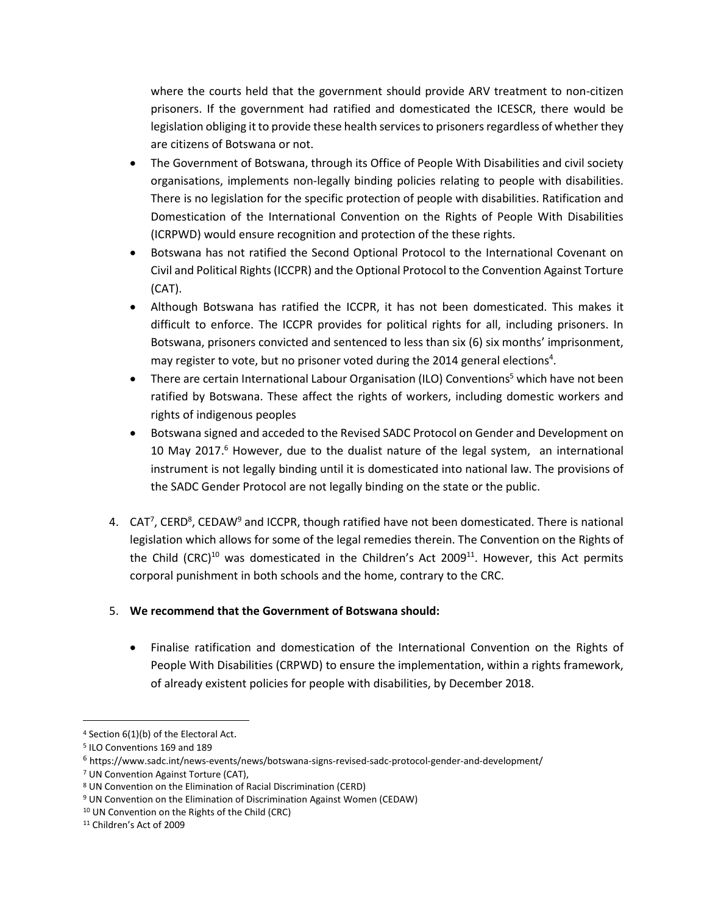where the courts held that the government should provide ARV treatment to non-citizen prisoners. If the government had ratified and domesticated the ICESCR, there would be legislation obliging it to provide these health services to prisoners regardless of whether they are citizens of Botswana or not.

- The Government of Botswana, through its Office of People With Disabilities and civil society organisations, implements non-legally binding policies relating to people with disabilities. There is no legislation for the specific protection of people with disabilities. Ratification and Domestication of the International Convention on the Rights of People With Disabilities (ICRPWD) would ensure recognition and protection of the these rights.
- Botswana has not ratified the Second Optional Protocol to the International Covenant on Civil and Political Rights (ICCPR) and the Optional Protocol to the Convention Against Torture (CAT).
- Although Botswana has ratified the ICCPR, it has not been domesticated. This makes it difficult to enforce. The ICCPR provides for political rights for all, including prisoners. In Botswana, prisoners convicted and sentenced to less than six (6) six months' imprisonment, may register to vote, but no prisoner voted during the 2014 general elections[4].
- There are certain International Labour Organisation (ILO) Conventions[5] which have not been ratified by Botswana. These affect the rights of workers, including domestic workers and rights of indigenous peoples
- Botswana signed and acceded to the Revised SADC Protocol on Gender and Development on 10 May 2017.[6] However, due to the dualist nature of the legal system, an international instrument is not legally binding until it is domesticated into national law. The provisions of the SADC Gender Protocol are not legally binding on the state or the public.

4. CAT[7], CERD[8], CEDAW[9] and ICCPR, though ratified have not been domesticated. There is national legislation which allows for some of the legal remedies therein. The Convention on the Rights of the Child (CRC)[10] was domesticated in the Children's Act 2009[11]. However, this Act permits corporal punishment in both schools and the home, contrary to the CRC.

5. **We recommend that the Government of Botswana should:**

   - Finalise ratification and domestication of the International Convention on the Rights of People With Disabilities (CRPWD) to ensure the implementation, within a rights framework, of already existent policies for people with disabilities, by December 2018.

---

[4] Section 6(1)(b) of the Electoral Act.

[5] ILO Conventions 169 and 189

[6] https://www.sadc.int/news-events/news/botswana-signs-revised-sadc-protocol-gender-and-development/

[7] UN Convention Against Torture (CAT),

[8] UN Convention on the Elimination of Racial Discrimination (CERD)

[9] UN Convention on the Elimination of Discrimination Against Women (CEDAW)

[10] UN Convention on the Rights of the Child (CRC)

[11] Children's Act of 2009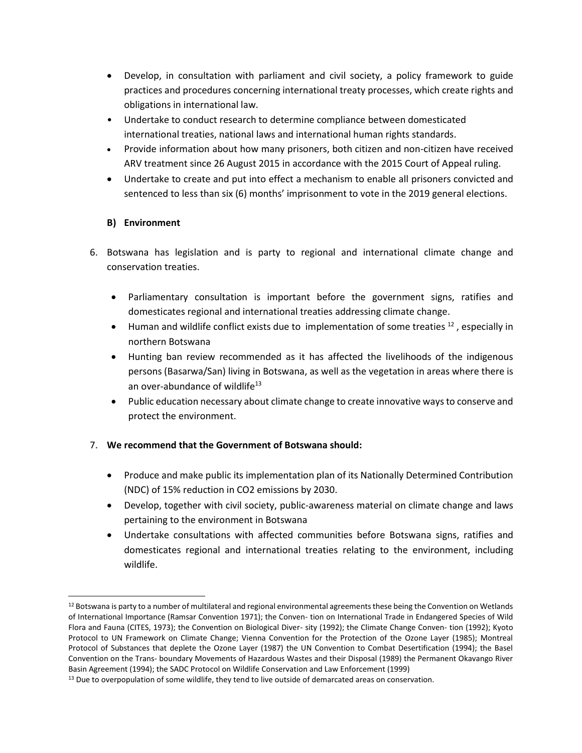- Develop, in consultation with parliament and civil society, a policy framework to guide practices and procedures concerning international treaty processes, which create rights and obligations in international law.
- Undertake to conduct research to determine compliance between domesticated international treaties, national laws and international human rights standards.
- Provide information about how many prisoners, both citizen and non-citizen have received ARV treatment since 26 August 2015 in accordance with the 2015 Court of Appeal ruling.
- Undertake to create and put into effect a mechanism to enable all prisoners convicted and sentenced to less than six (6) months' imprisonment to vote in the 2019 general elections.

**B) Environment**

6. Botswana has legislation and is party to regional and international climate change and conservation treaties.

   - Parliamentary consultation is important before the government signs, ratifies and domesticates regional and international treaties addressing climate change.
   - Human and wildlife conflict exists due to implementation of some treaties [12] , especially in northern Botswana
   - Hunting ban review recommended as it has affected the livelihoods of the indigenous persons (Basarwa/San) living in Botswana, as well as the vegetation in areas where there is an over-abundance of wildlife[13]
   - Public education necessary about climate change to create innovative ways to conserve and protect the environment.

7. **We recommend that the Government of Botswana should:**

   - Produce and make public its implementation plan of its Nationally Determined Contribution (NDC) of 15% reduction in $CO_2$ emissions by 2030.
   - Develop, together with civil society, public-awareness material on climate change and laws pertaining to the environment in Botswana
   - Undertake consultations with affected communities before Botswana signs, ratifies and domesticates regional and international treaties relating to the environment, including wildlife.

---

[12] Botswana is party to a number of multilateral and regional environmental agreements these being the Convention on Wetlands of International Importance (Ramsar Convention 1971); the Conven- tion on International Trade in Endangered Species of Wild Flora and Fauna (CITES, 1973); the Convention on Biological Diver- sity (1992); the Climate Change Conven- tion (1992); Kyoto Protocol to UN Framework on Climate Change; Vienna Convention for the Protection of the Ozone Layer (1985); Montreal Protocol of Substances that deplete the Ozone Layer (1987) the UN Convention to Combat Desertification (1994); the Basel Convention on the Trans- boundary Movements of Hazardous Wastes and their Disposal (1989) the Permanent Okavango River Basin Agreement (1994); the SADC Protocol on Wildlife Conservation and Law Enforcement (1999)

[13] Due to overpopulation of some wildlife, they tend to live outside of demarcated areas on conservation.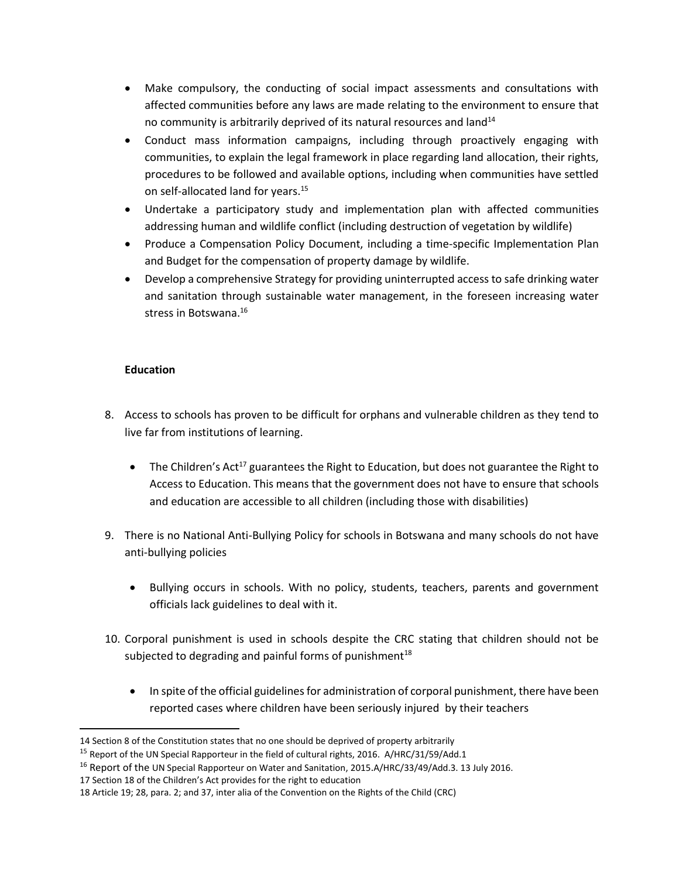- Make compulsory, the conducting of social impact assessments and consultations with affected communities before any laws are made relating to the environment to ensure that no community is arbitrarily deprived of its natural resources and land[14]
- Conduct mass information campaigns, including through proactively engaging with communities, to explain the legal framework in place regarding land allocation, their rights, procedures to be followed and available options, including when communities have settled on self-allocated land for years.[15]
- Undertake a participatory study and implementation plan with affected communities addressing human and wildlife conflict (including destruction of vegetation by wildlife)
- Produce a Compensation Policy Document, including a time-specific Implementation Plan and Budget for the compensation of property damage by wildlife.
- Develop a comprehensive Strategy for providing uninterrupted access to safe drinking water and sanitation through sustainable water management, in the foreseen increasing water stress in Botswana.[16]

**Education**

8. Access to schools has proven to be difficult for orphans and vulnerable children as they tend to live far from institutions of learning.

    - The Children's Act[17] guarantees the Right to Education, but does not guarantee the Right to Access to Education. This means that the government does not have to ensure that schools and education are accessible to all children (including those with disabilities)

9. There is no National Anti-Bullying Policy for schools in Botswana and many schools do not have anti-bullying policies

    - Bullying occurs in schools. With no policy, students, teachers, parents and government officials lack guidelines to deal with it.

10. Corporal punishment is used in schools despite the CRC stating that children should not be subjected to degrading and painful forms of punishment[18]

    - In spite of the official guidelines for administration of corporal punishment, there have been reported cases where children have been seriously injured by their teachers

---

14 Section 8 of the Constitution states that no one should be deprived of property arbitrarily

15 Report of the UN Special Rapporteur in the field of cultural rights, 2016. A/HRC/31/59/Add.1

16 Report of the UN Special Rapporteur on Water and Sanitation, 2015.A/HRC/33/49/Add.3. 13 July 2016.

17 Section 18 of the Children's Act provides for the right to education

18 Article 19; 28, para. 2; and 37, inter alia of the Convention on the Rights of the Child (CRC)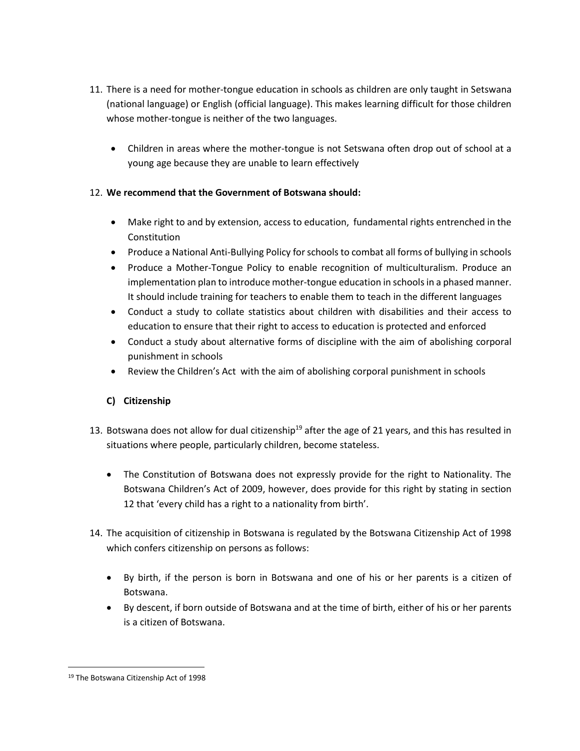11. There is a need for mother-tongue education in schools as children are only taught in Setswana (national language) or English (official language). This makes learning difficult for those children whose mother-tongue is neither of the two languages.

    - Children in areas where the mother-tongue is not Setswana often drop out of school at a young age because they are unable to learn effectively

12. **We recommend that the Government of Botswana should:**

    - Make right to and by extension, access to education, fundamental rights entrenched in the Constitution
    - Produce a National Anti-Bullying Policy for schools to combat all forms of bullying in schools
    - Produce a Mother-Tongue Policy to enable recognition of multiculturalism. Produce an implementation plan to introduce mother-tongue education in schools in a phased manner. It should include training for teachers to enable them to teach in the different languages
    - Conduct a study to collate statistics about children with disabilities and their access to education to ensure that their right to access to education is protected and enforced
    - Conduct a study about alternative forms of discipline with the aim of abolishing corporal punishment in schools
    - Review the Children's Act with the aim of abolishing corporal punishment in schools

### C) Citizenship

13. Botswana does not allow for dual citizenship[19] after the age of 21 years, and this has resulted in situations where people, particularly children, become stateless.

    - The Constitution of Botswana does not expressly provide for the right to Nationality. The Botswana Children's Act of 2009, however, does provide for this right by stating in section 12 that 'every child has a right to a nationality from birth'.

14. The acquisition of citizenship in Botswana is regulated by the Botswana Citizenship Act of 1998 which confers citizenship on persons as follows:

    - By birth, if the person is born in Botswana and one of his or her parents is a citizen of Botswana.
    - By descent, if born outside of Botswana and at the time of birth, either of his or her parents is a citizen of Botswana.

---

[19] The Botswana Citizenship Act of 1998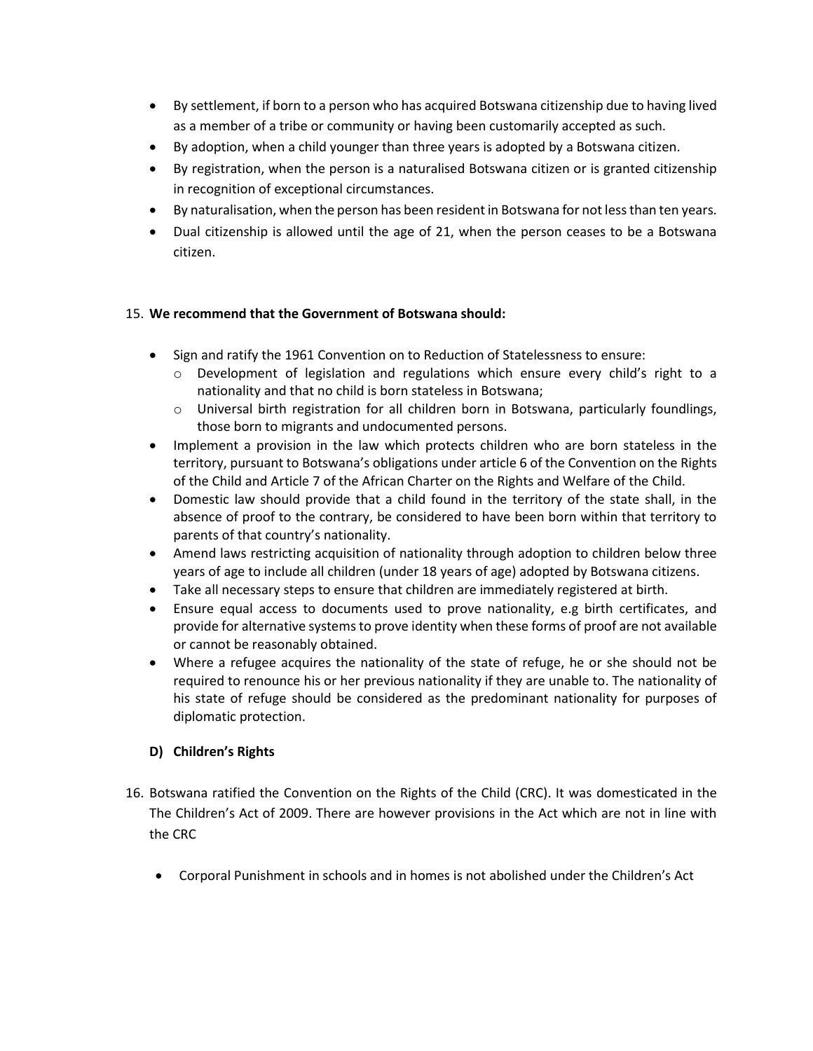- By settlement, if born to a person who has acquired Botswana citizenship due to having lived as a member of a tribe or community or having been customarily accepted as such.
- By adoption, when a child younger than three years is adopted by a Botswana citizen.
- By registration, when the person is a naturalised Botswana citizen or is granted citizenship in recognition of exceptional circumstances.
- By naturalisation, when the person has been resident in Botswana for not less than ten years.
- Dual citizenship is allowed until the age of 21, when the person ceases to be a Botswana citizen.

15. **We recommend that the Government of Botswana should:**

- Sign and ratify the 1961 Convention on to Reduction of Statelessness to ensure:
  - Development of legislation and regulations which ensure every child's right to a nationality and that no child is born stateless in Botswana;
  - Universal birth registration for all children born in Botswana, particularly foundlings, those born to migrants and undocumented persons.
- Implement a provision in the law which protects children who are born stateless in the territory, pursuant to Botswana's obligations under article 6 of the Convention on the Rights of the Child and Article 7 of the African Charter on the Rights and Welfare of the Child.
- Domestic law should provide that a child found in the territory of the state shall, in the absence of proof to the contrary, be considered to have been born within that territory to parents of that country's nationality.
- Amend laws restricting acquisition of nationality through adoption to children below three years of age to include all children (under 18 years of age) adopted by Botswana citizens.
- Take all necessary steps to ensure that children are immediately registered at birth.
- Ensure equal access to documents used to prove nationality, e.g birth certificates, and provide for alternative systems to prove identity when these forms of proof are not available or cannot be reasonably obtained.
- Where a refugee acquires the nationality of the state of refuge, he or she should not be required to renounce his or her previous nationality if they are unable to. The nationality of his state of refuge should be considered as the predominant nationality for purposes of diplomatic protection.

## D) Children's Rights

16. Botswana ratified the Convention on the Rights of the Child (CRC). It was domesticated in the The Children's Act of 2009. There are however provisions in the Act which are not in line with the CRC

- Corporal Punishment in schools and in homes is not abolished under the Children's Act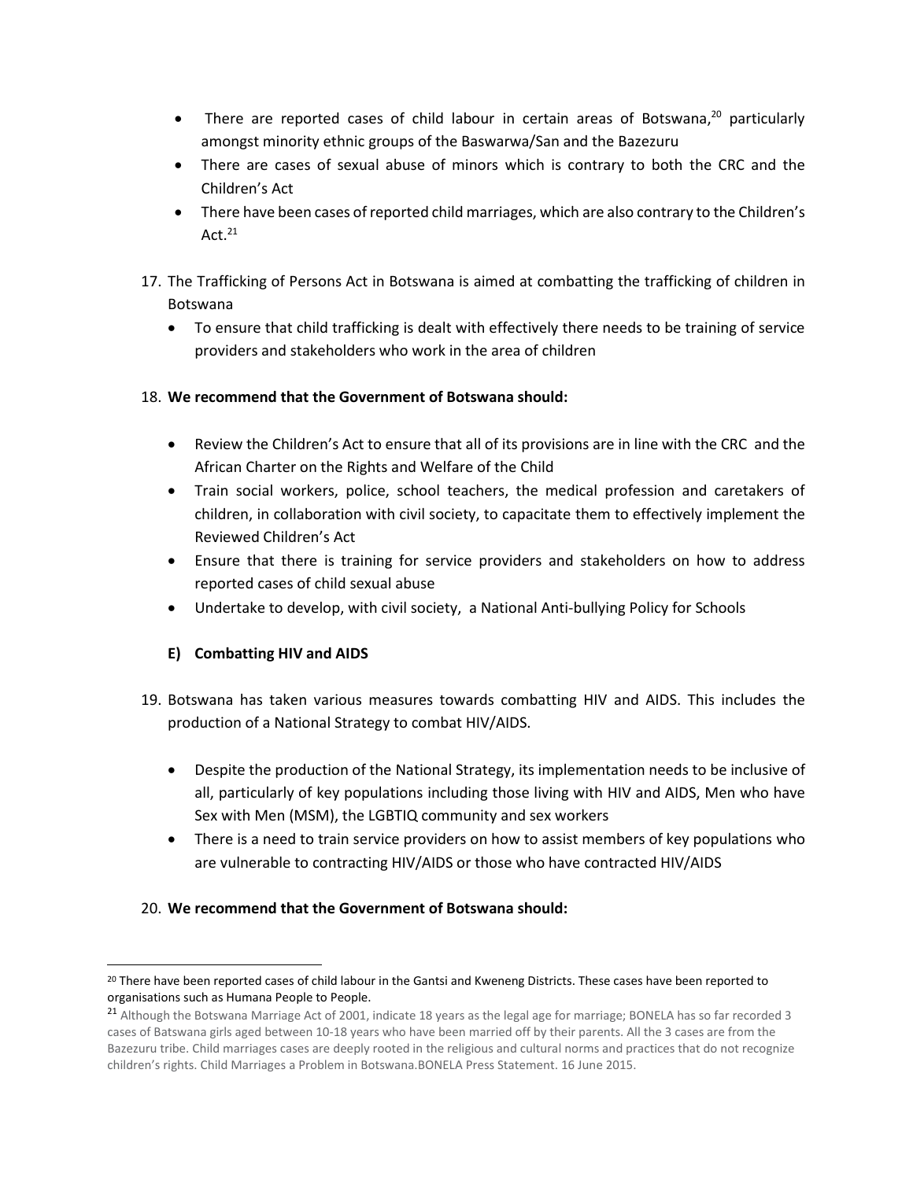- There are reported cases of child labour in certain areas of Botswana,[20] particularly amongst minority ethnic groups of the Baswarwa/San and the Bazezuru
- There are cases of sexual abuse of minors which is contrary to both the CRC and the Children's Act
- There have been cases of reported child marriages, which are also contrary to the Children's Act.[21]

17. The Trafficking of Persons Act in Botswana is aimed at combatting the trafficking of children in Botswana
    - To ensure that child trafficking is dealt with effectively there needs to be training of service providers and stakeholders who work in the area of children

18. **We recommend that the Government of Botswana should:**
    - Review the Children's Act to ensure that all of its provisions are in line with the CRC and the African Charter on the Rights and Welfare of the Child
    - Train social workers, police, school teachers, the medical profession and caretakers of children, in collaboration with civil society, to capacitate them to effectively implement the Reviewed Children's Act
    - Ensure that there is training for service providers and stakeholders on how to address reported cases of child sexual abuse
    - Undertake to develop, with civil society, a National Anti-bullying Policy for Schools

### E) Combatting HIV and AIDS

19. Botswana has taken various measures towards combatting HIV and AIDS. This includes the production of a National Strategy to combat HIV/AIDS.
    - Despite the production of the National Strategy, its implementation needs to be inclusive of all, particularly of key populations including those living with HIV and AIDS, Men who have Sex with Men (MSM), the LGBTIQ community and sex workers
    - There is a need to train service providers on how to assist members of key populations who are vulnerable to contracting HIV/AIDS or those who have contracted HIV/AIDS

20. **We recommend that the Government of Botswana should:**

---

[20] There have been reported cases of child labour in the Gantsi and Kweneng Districts. These cases have been reported to organisations such as Humana People to People.

[21] Although the Botswana Marriage Act of 2001, indicate 18 years as the legal age for marriage; BONELA has so far recorded 3 cases of Batswana girls aged between 10-18 years who have been married off by their parents. All the 3 cases are from the Bazezuru tribe. Child marriages cases are deeply rooted in the religious and cultural norms and practices that do not recognize children's rights. Child Marriages a Problem in Botswana.BONELA Press Statement. 16 June 2015.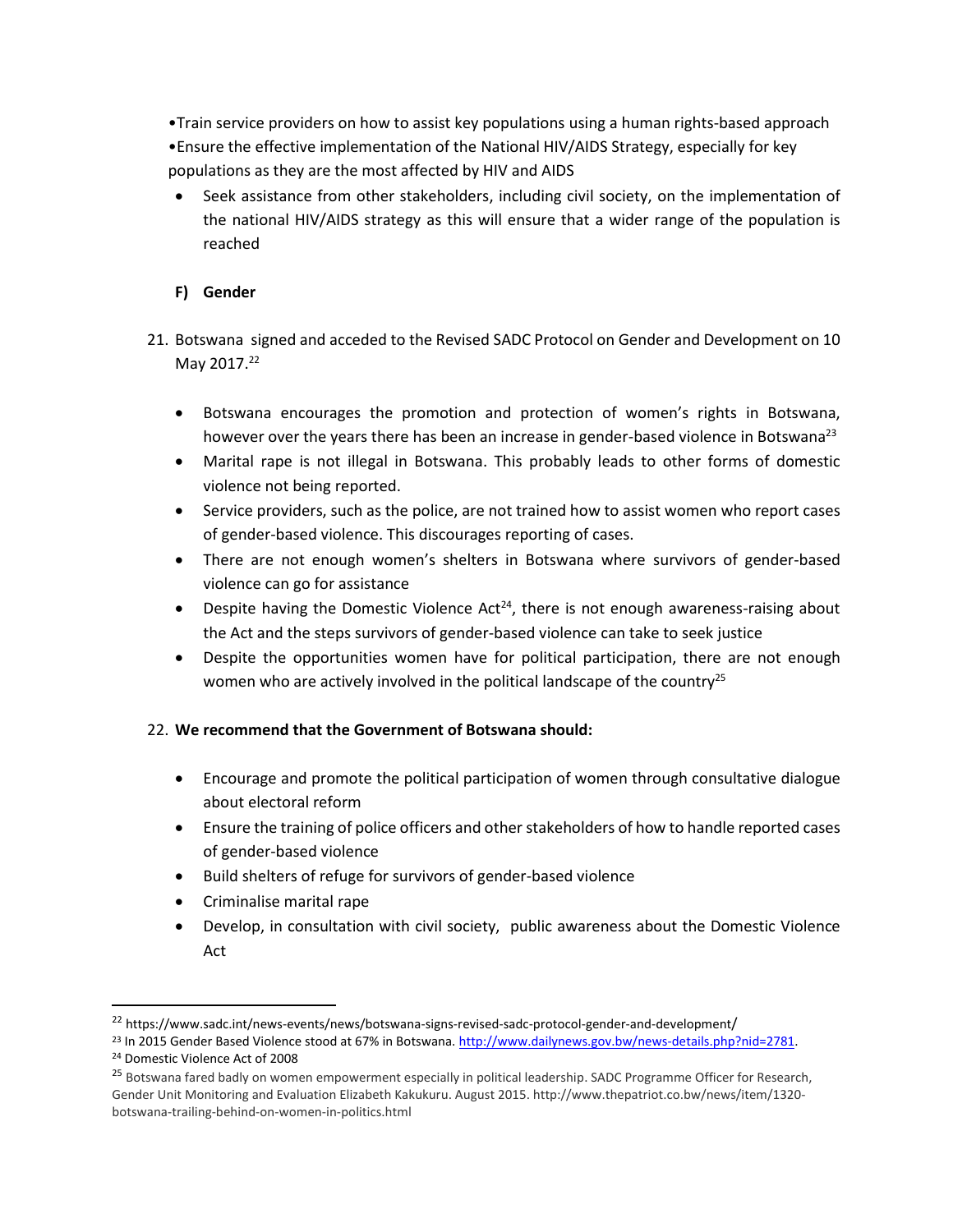- Train service providers on how to assist key populations using a human rights-based approach
- Ensure the effective implementation of the National HIV/AIDS Strategy, especially for key populations as they are the most affected by HIV and AIDS
- Seek assistance from other stakeholders, including civil society, on the implementation of the national HIV/AIDS strategy as this will ensure that a wider range of the population is reached

### F) Gender

21. Botswana signed and acceded to the Revised SADC Protocol on Gender and Development on 10 May 2017.[22]

    - Botswana encourages the promotion and protection of women's rights in Botswana, however over the years there has been an increase in gender-based violence in Botswana[23]
    - Marital rape is not illegal in Botswana. This probably leads to other forms of domestic violence not being reported.
    - Service providers, such as the police, are not trained how to assist women who report cases of gender-based violence. This discourages reporting of cases.
    - There are not enough women's shelters in Botswana where survivors of gender-based violence can go for assistance
    - Despite having the Domestic Violence Act[24], there is not enough awareness-raising about the Act and the steps survivors of gender-based violence can take to seek justice
    - Despite the opportunities women have for political participation, there are not enough women who are actively involved in the political landscape of the country[25]

22. **We recommend that the Government of Botswana should:**

    - Encourage and promote the political participation of women through consultative dialogue about electoral reform
    - Ensure the training of police officers and other stakeholders of how to handle reported cases of gender-based violence
    - Build shelters of refuge for survivors of gender-based violence
    - Criminalise marital rape
    - Develop, in consultation with civil society, public awareness about the Domestic Violence Act

---

[22] https://www.sadc.int/news-events/news/botswana-signs-revised-sadc-protocol-gender-and-development/

[23] In 2015 Gender Based Violence stood at 67% in Botswana. http://www.dailynews.gov.bw/news-details.php?nid=2781.

[24] Domestic Violence Act of 2008

[25] Botswana fared badly on women empowerment especially in political leadership. SADC Programme Officer for Research, Gender Unit Monitoring and Evaluation Elizabeth Kakukuru. August 2015. http://www.thepatriot.co.bw/news/item/1320-botswana-trailing-behind-on-women-in-politics.html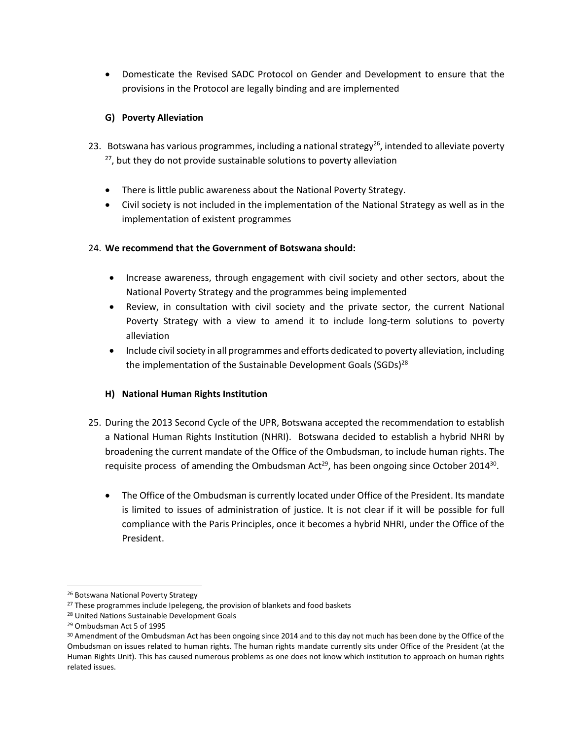- Domesticate the Revised SADC Protocol on Gender and Development to ensure that the provisions in the Protocol are legally binding and are implemented

### G) Poverty Alleviation

23. Botswana has various programmes, including a national strategy[26], intended to alleviate poverty [27], but they do not provide sustainable solutions to poverty alleviation

    - There is little public awareness about the National Poverty Strategy.
    - Civil society is not included in the implementation of the National Strategy as well as in the implementation of existent programmes

24. **We recommend that the Government of Botswana should:**

    - Increase awareness, through engagement with civil society and other sectors, about the National Poverty Strategy and the programmes being implemented
    - Review, in consultation with civil society and the private sector, the current National Poverty Strategy with a view to amend it to include long-term solutions to poverty alleviation
    - Include civil society in all programmes and efforts dedicated to poverty alleviation, including the implementation of the Sustainable Development Goals (SGDs)[28]

### H) National Human Rights Institution

25. During the 2013 Second Cycle of the UPR, Botswana accepted the recommendation to establish a National Human Rights Institution (NHRI). Botswana decided to establish a hybrid NHRI by broadening the current mandate of the Office of the Ombudsman, to include human rights. The requisite process of amending the Ombudsman Act[29], has been ongoing since October 2014[30].

    - The Office of the Ombudsman is currently located under Office of the President. Its mandate is limited to issues of administration of justice. It is not clear if it will be possible for full compliance with the Paris Principles, once it becomes a hybrid NHRI, under the Office of the President.

---

[26] Botswana National Poverty Strategy

[27] These programmes include Ipelegeng, the provision of blankets and food baskets

[28] United Nations Sustainable Development Goals

[29] Ombudsman Act 5 of 1995

[30] Amendment of the Ombudsman Act has been ongoing since 2014 and to this day not much has been done by the Office of the Ombudsman on issues related to human rights. The human rights mandate currently sits under Office of the President (at the Human Rights Unit). This has caused numerous problems as one does not know which institution to approach on human rights related issues.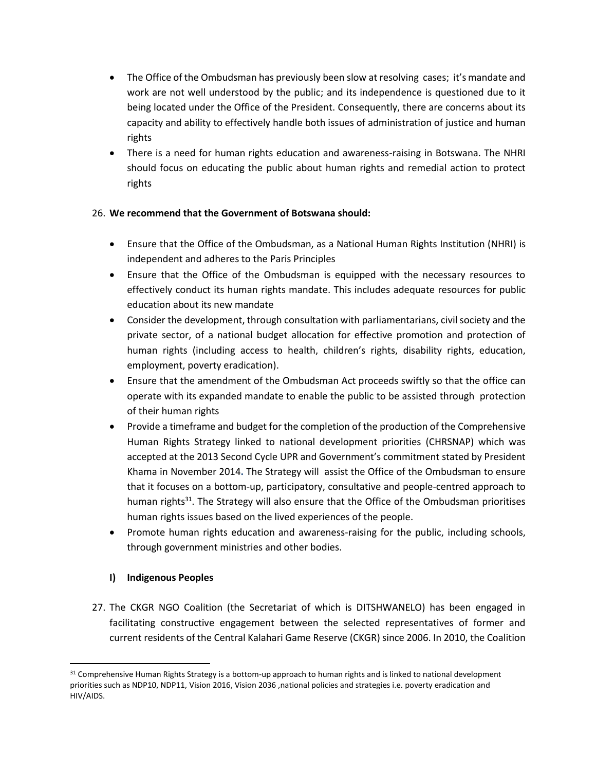- The Office of the Ombudsman has previously been slow at resolving cases; it's mandate and work are not well understood by the public; and its independence is questioned due to it being located under the Office of the President. Consequently, there are concerns about its capacity and ability to effectively handle both issues of administration of justice and human rights
- There is a need for human rights education and awareness-raising in Botswana. The NHRI should focus on educating the public about human rights and remedial action to protect rights

26. **We recommend that the Government of Botswana should:**

- Ensure that the Office of the Ombudsman, as a National Human Rights Institution (NHRI) is independent and adheres to the Paris Principles
- Ensure that the Office of the Ombudsman is equipped with the necessary resources to effectively conduct its human rights mandate. This includes adequate resources for public education about its new mandate
- Consider the development, through consultation with parliamentarians, civil society and the private sector, of a national budget allocation for effective promotion and protection of human rights (including access to health, children's rights, disability rights, education, employment, poverty eradication).
- Ensure that the amendment of the Ombudsman Act proceeds swiftly so that the office can operate with its expanded mandate to enable the public to be assisted through protection of their human rights
- Provide a timeframe and budget for the completion of the production of the Comprehensive Human Rights Strategy linked to national development priorities (CHRSNAP) which was accepted at the 2013 Second Cycle UPR and Government's commitment stated by President Khama in November 2014. The Strategy will assist the Office of the Ombudsman to ensure that it focuses on a bottom-up, participatory, consultative and people-centred approach to human rights[31]. The Strategy will also ensure that the Office of the Ombudsman prioritises human rights issues based on the lived experiences of the people.
- Promote human rights education and awareness-raising for the public, including schools, through government ministries and other bodies.

### I) Indigenous Peoples

27. The CKGR NGO Coalition (the Secretariat of which is DITSHWANELO) has been engaged in facilitating constructive engagement between the selected representatives of former and current residents of the Central Kalahari Game Reserve (CKGR) since 2006. In 2010, the Coalition

[31] Comprehensive Human Rights Strategy is a bottom-up approach to human rights and is linked to national development priorities such as NDP10, NDP11, Vision 2016, Vision 2036 ,national policies and strategies i.e. poverty eradication and HIV/AIDS.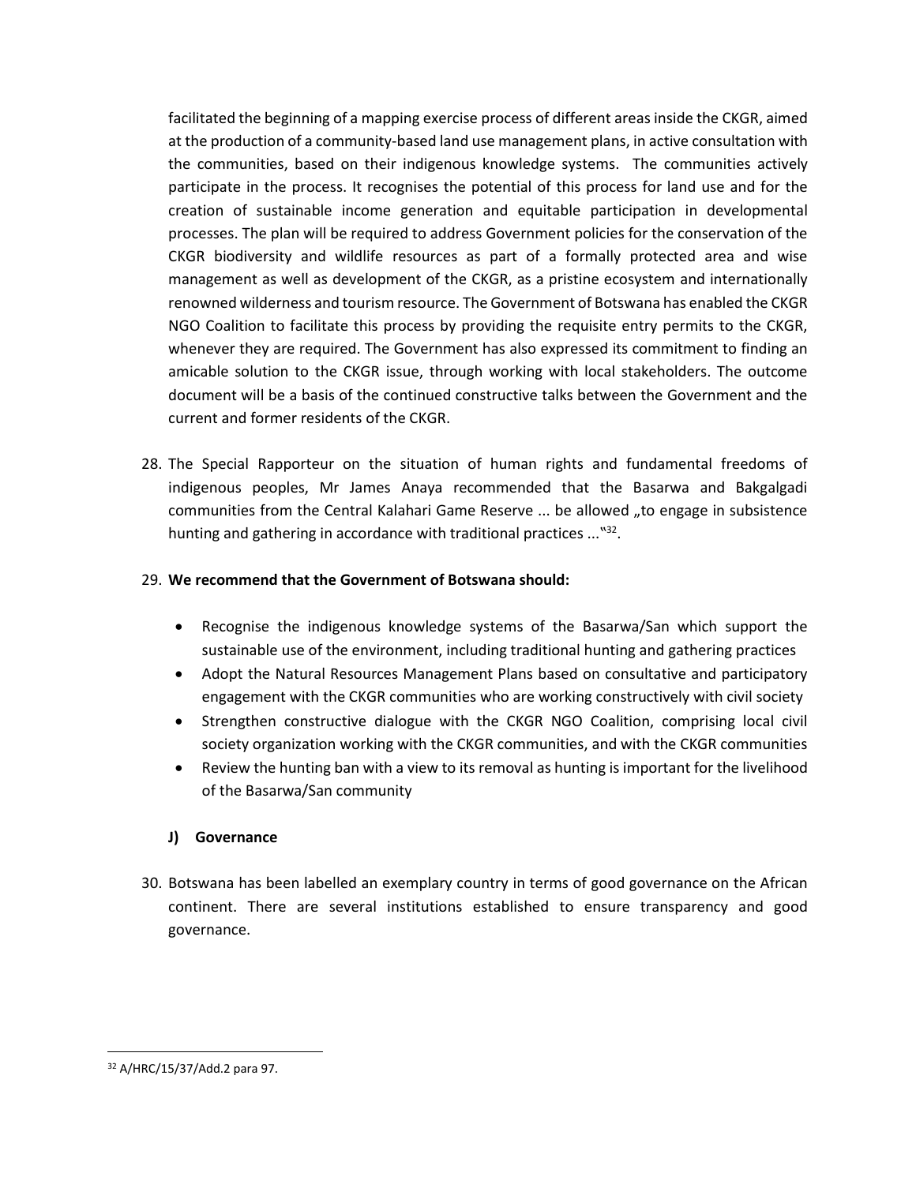facilitated the beginning of a mapping exercise process of different areas inside the CKGR, aimed at the production of a community-based land use management plans, in active consultation with the communities, based on their indigenous knowledge systems. The communities actively participate in the process. It recognises the potential of this process for land use and for the creation of sustainable income generation and equitable participation in developmental processes. The plan will be required to address Government policies for the conservation of the CKGR biodiversity and wildlife resources as part of a formally protected area and wise management as well as development of the CKGR, as a pristine ecosystem and internationally renowned wilderness and tourism resource. The Government of Botswana has enabled the CKGR NGO Coalition to facilitate this process by providing the requisite entry permits to the CKGR, whenever they are required. The Government has also expressed its commitment to finding an amicable solution to the CKGR issue, through working with local stakeholders. The outcome document will be a basis of the continued constructive talks between the Government and the current and former residents of the CKGR.

28. The Special Rapporteur on the situation of human rights and fundamental freedoms of indigenous peoples, Mr James Anaya recommended that the Basarwa and Bakgalgadi communities from the Central Kalahari Game Reserve ... be allowed „to engage in subsistence hunting and gathering in accordance with traditional practices ..."[32].

29. **We recommend that the Government of Botswana should:**

    - Recognise the indigenous knowledge systems of the Basarwa/San which support the sustainable use of the environment, including traditional hunting and gathering practices
    - Adopt the Natural Resources Management Plans based on consultative and participatory engagement with the CKGR communities who are working constructively with civil society
    - Strengthen constructive dialogue with the CKGR NGO Coalition, comprising local civil society organization working with the CKGR communities, and with the CKGR communities
    - Review the hunting ban with a view to its removal as hunting is important for the livelihood of the Basarwa/San community

### J) Governance

30. Botswana has been labelled an exemplary country in terms of good governance on the African continent. There are several institutions established to ensure transparency and good governance.

---

[32] A/HRC/15/37/Add.2 para 97.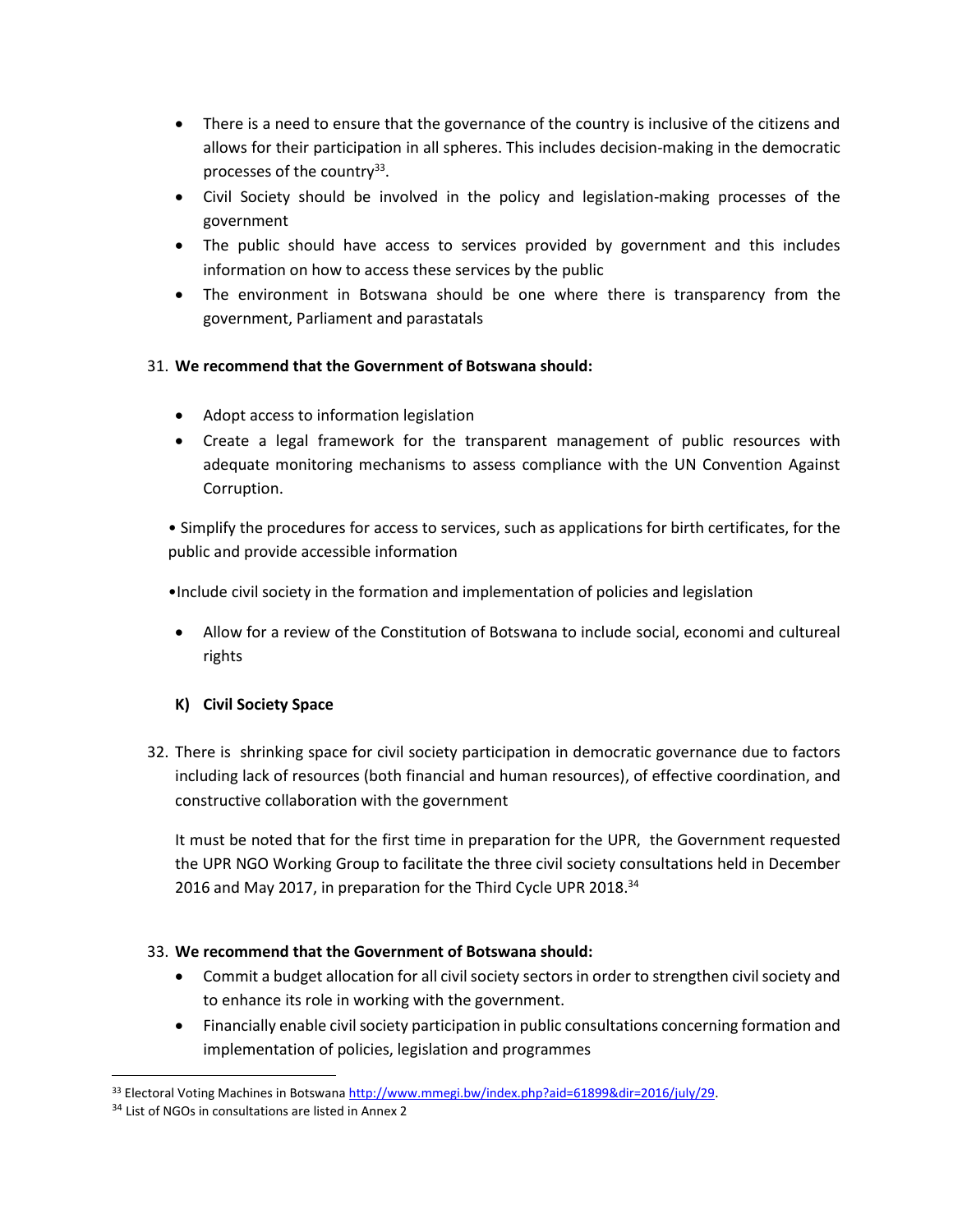- There is a need to ensure that the governance of the country is inclusive of the citizens and allows for their participation in all spheres. This includes decision-making in the democratic processes of the country[33].
- Civil Society should be involved in the policy and legislation-making processes of the government
- The public should have access to services provided by government and this includes information on how to access these services by the public
- The environment in Botswana should be one where there is transparency from the government, Parliament and parastatals

31. **We recommend that the Government of Botswana should:**

- Adopt access to information legislation
- Create a legal framework for the transparent management of public resources with adequate monitoring mechanisms to assess compliance with the UN Convention Against Corruption.
- Simplify the procedures for access to services, such as applications for birth certificates, for the public and provide accessible information
- Include civil society in the formation and implementation of policies and legislation
- Allow for a review of the Constitution of Botswana to include social, economi and cultureal rights

### K) Civil Society Space

32. There is shrinking space for civil society participation in democratic governance due to factors including lack of resources (both financial and human resources), of effective coordination, and constructive collaboration with the government

It must be noted that for the first time in preparation for the UPR, the Government requested the UPR NGO Working Group to facilitate the three civil society consultations held in December 2016 and May 2017, in preparation for the Third Cycle UPR 2018.[34]

33. **We recommend that the Government of Botswana should:**

- Commit a budget allocation for all civil society sectors in order to strengthen civil society and to enhance its role in working with the government.
- Financially enable civil society participation in public consultations concerning formation and implementation of policies, legislation and programmes

---

[33] Electoral Voting Machines in Botswana http://www.mmegi.bw/index.php?aid=61899&dir=2016/july/29.

[34] List of NGOs in consultations are listed in Annex 2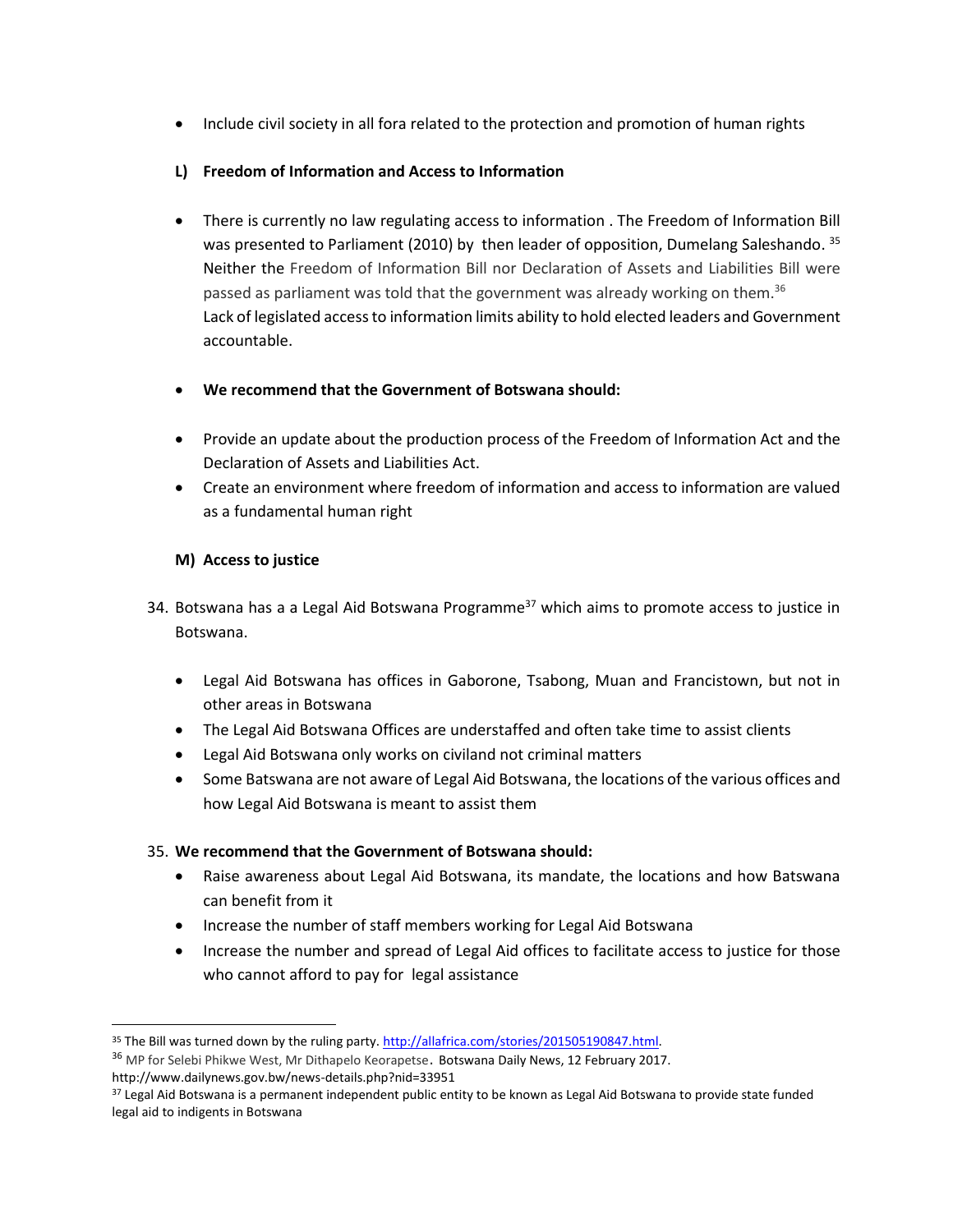- Include civil society in all fora related to the protection and promotion of human rights

**L) Freedom of Information and Access to Information**

- There is currently no law regulating access to information . The Freedom of Information Bill was presented to Parliament (2010) by then leader of opposition, Dumelang Saleshando. [35] Neither the Freedom of Information Bill nor Declaration of Assets and Liabilities Bill were passed as parliament was told that the government was already working on them.[36]
  Lack of legislated access to information limits ability to hold elected leaders and Government accountable.

- **We recommend that the Government of Botswana should:**

- Provide an update about the production process of the Freedom of Information Act and the Declaration of Assets and Liabilities Act.
- Create an environment where freedom of information and access to information are valued as a fundamental human right

**M) Access to justice**

34. Botswana has a a Legal Aid Botswana Programme[37] which aims to promote access to justice in Botswana.

    - Legal Aid Botswana has offices in Gaborone, Tsabong, Muan and Francistown, but not in other areas in Botswana
    - The Legal Aid Botswana Offices are understaffed and often take time to assist clients
    - Legal Aid Botswana only works on civiland not criminal matters
    - Some Batswana are not aware of Legal Aid Botswana, the locations of the various offices and how Legal Aid Botswana is meant to assist them

35. **We recommend that the Government of Botswana should:**
    - Raise awareness about Legal Aid Botswana, its mandate, the locations and how Batswana can benefit from it
    - Increase the number of staff members working for Legal Aid Botswana
    - Increase the number and spread of Legal Aid offices to facilitate access to justice for those who cannot afford to pay for legal assistance

---

[35] The Bill was turned down by the ruling party. http://allafrica.com/stories/201505190847.html.

[36] MP for Selebi Phikwe West, Mr Dithapelo Keorapetse. Botswana Daily News, 12 February 2017. http://www.dailynews.gov.bw/news-details.php?nid=33951

[37] Legal Aid Botswana is a permanent independent public entity to be known as Legal Aid Botswana to provide state funded legal aid to indigents in Botswana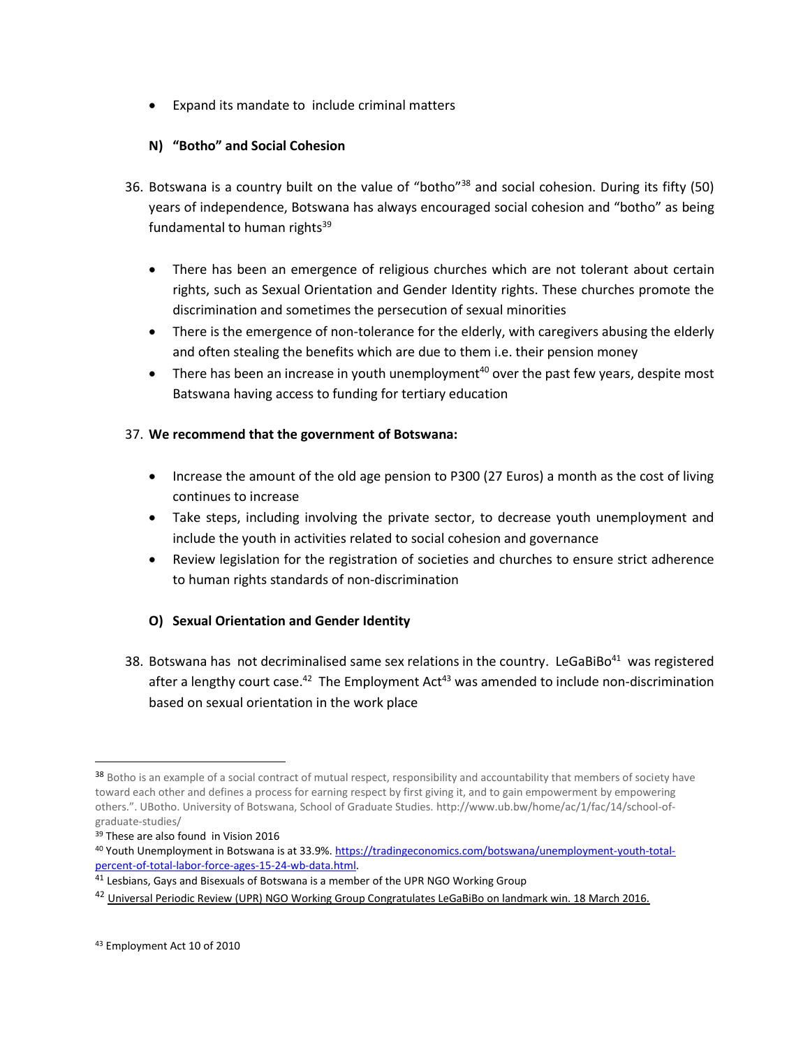- Expand its mandate to include criminal matters

### N) "Botho" and Social Cohesion

36. Botswana is a country built on the value of "botho"[38] and social cohesion. During its fifty (50) years of independence, Botswana has always encouraged social cohesion and "botho" as being fundamental to human rights[39]

    - There has been an emergence of religious churches which are not tolerant about certain rights, such as Sexual Orientation and Gender Identity rights. These churches promote the discrimination and sometimes the persecution of sexual minorities
    - There is the emergence of non-tolerance for the elderly, with caregivers abusing the elderly and often stealing the benefits which are due to them i.e. their pension money
    - There has been an increase in youth unemployment[40] over the past few years, despite most Batswana having access to funding for tertiary education

37. **We recommend that the government of Botswana:**

    - Increase the amount of the old age pension to P300 (27 Euros) a month as the cost of living continues to increase
    - Take steps, including involving the private sector, to decrease youth unemployment and include the youth in activities related to social cohesion and governance
    - Review legislation for the registration of societies and churches to ensure strict adherence to human rights standards of non-discrimination

### O) Sexual Orientation and Gender Identity

38. Botswana has not decriminalised same sex relations in the country. LeGaBiBo[41] was registered after a lengthy court case.[42] The Employment Act[43] was amended to include non-discrimination based on sexual orientation in the work place

---

[38] Botho is an example of a social contract of mutual respect, responsibility and accountability that members of society have toward each other and defines a process for earning respect by first giving it, and to gain empowerment by empowering others.". UBotho. University of Botswana, School of Graduate Studies. http://www.ub.bw/home/ac/1/fac/14/school-of-graduate-studies/

[39] These are also found in Vision 2016

[40] Youth Unemployment in Botswana is at 33.9%. https://tradingeconomics.com/botswana/unemployment-youth-total-percent-of-total-labor-force-ages-15-24-wb-data.html.

[41] Lesbians, Gays and Bisexuals of Botswana is a member of the UPR NGO Working Group

[42] Universal Periodic Review (UPR) NGO Working Group Congratulates LeGaBiBo on landmark win. 18 March 2016.

[43] Employment Act 10 of 2010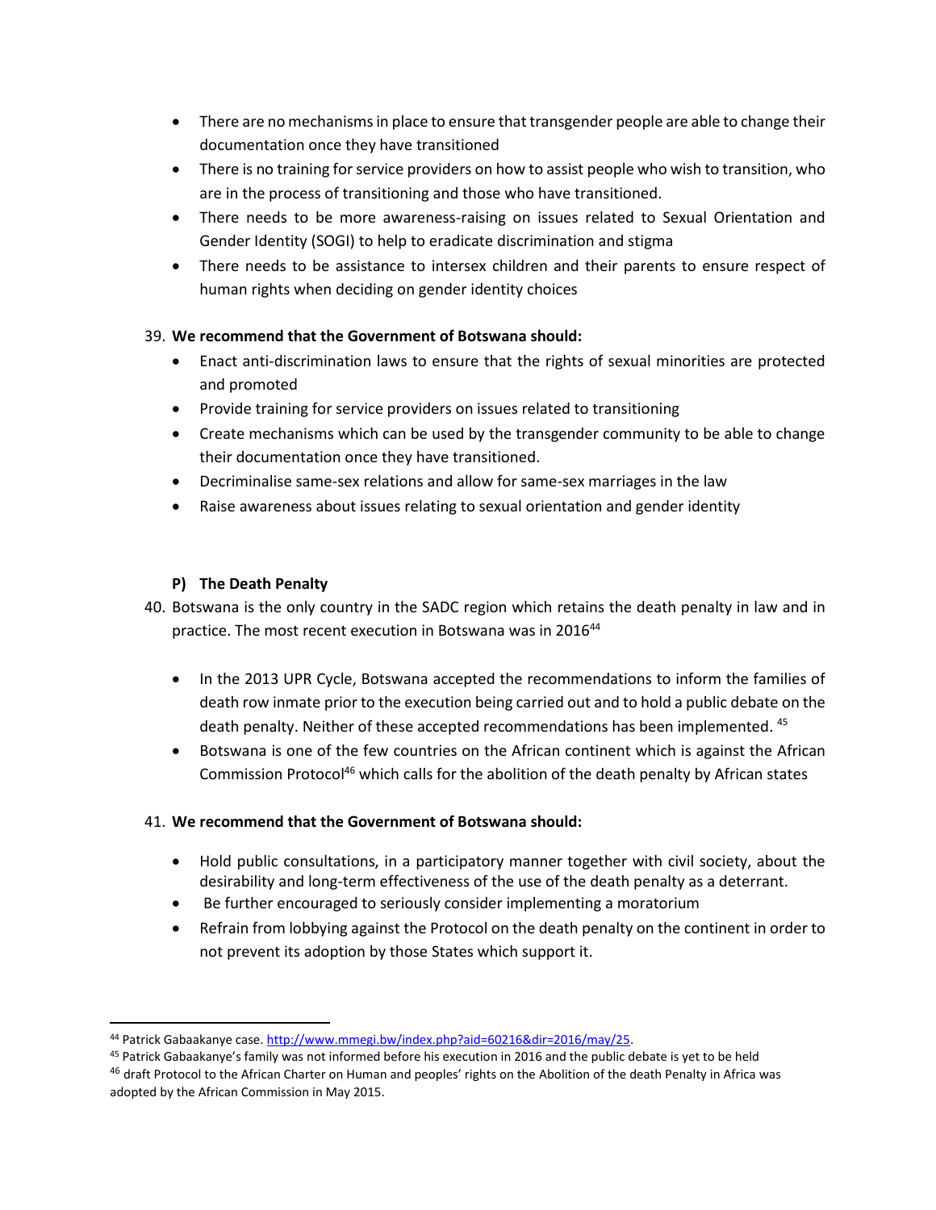- There are no mechanisms in place to ensure that transgender people are able to change their documentation once they have transitioned
- There is no training for service providers on how to assist people who wish to transition, who are in the process of transitioning and those who have transitioned.
- There needs to be more awareness-raising on issues related to Sexual Orientation and Gender Identity (SOGI) to help to eradicate discrimination and stigma
- There needs to be assistance to intersex children and their parents to ensure respect of human rights when deciding on gender identity choices

39. **We recommend that the Government of Botswana should:**
    - Enact anti-discrimination laws to ensure that the rights of sexual minorities are protected and promoted
    - Provide training for service providers on issues related to transitioning
    - Create mechanisms which can be used by the transgender community to be able to change their documentation once they have transitioned.
    - Decriminalise same-sex relations and allow for same-sex marriages in the law
    - Raise awareness about issues relating to sexual orientation and gender identity

### P) The Death Penalty

40. Botswana is the only country in the SADC region which retains the death penalty in law and in practice. The most recent execution in Botswana was in 2016[44]
    - In the 2013 UPR Cycle, Botswana accepted the recommendations to inform the families of death row inmate prior to the execution being carried out and to hold a public debate on the death penalty. Neither of these accepted recommendations has been implemented. [45]
    - Botswana is one of the few countries on the African continent which is against the African Commission Protocol[46] which calls for the abolition of the death penalty by African states

41. **We recommend that the Government of Botswana should:**
    - Hold public consultations, in a participatory manner together with civil society, about the desirability and long-term effectiveness of the use of the death penalty as a deterrant.
    - Be further encouraged to seriously consider implementing a moratorium
    - Refrain from lobbying against the Protocol on the death penalty on the continent in order to not prevent its adoption by those States which support it.

---

[44] Patrick Gabaakanye case. http://www.mmegi.bw/index.php?aid=60216&dir=2016/may/25.

[45] Patrick Gabaakanye's family was not informed before his execution in 2016 and the public debate is yet to be held

[46] draft Protocol to the African Charter on Human and peoples' rights on the Abolition of the death Penalty in Africa was adopted by the African Commission in May 2015.